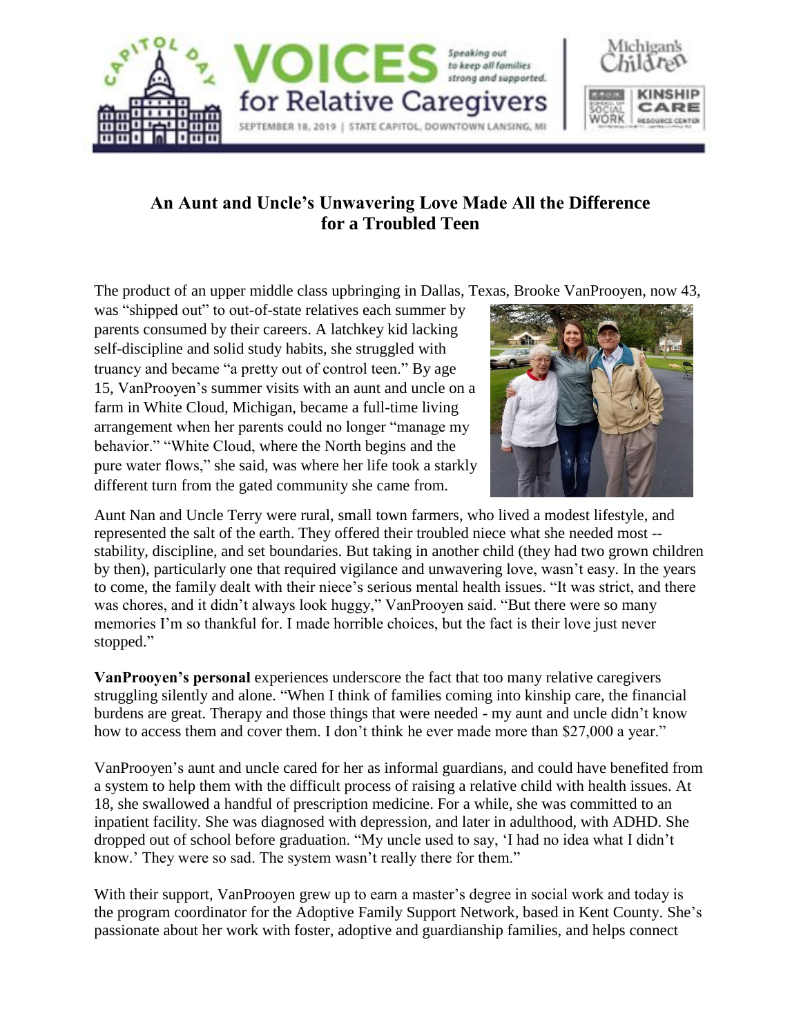# An Aunt and Uncle's Unwavering Love Made All the Difference for a Troubled Teen

The product of an upper middle class upbringing in Dallas, Texas, Brooke VanProoyen, now 43, was "shipped out" to out-of-state relatives each summer by parents consumed by their careers. A latchkey kid lacking self-discipline and solid study habits, she struggled with truancy and became "a pretty out of control teen." By age 15, VanProoyen's summer visits with an aunt and uncle on a farm in White Cloud, Michigan, became a full-time living arrangement when her parents could no longer "manage my behavior." "White Cloud, where the North begins and the pure water flows," she said, was where her life took a starkly different turn from the gated community she came from.

Aunt Nan and Uncle Terry were rural, small town farmers, who lived a modest lifestyle, and represented the salt of the earth. They offered their troubled niece what she needed most -- stability, discipline, and set boundaries. But taking in another child (they had two grown children by then), particularly one that required vigilance and unwavering love, wasn't easy. In the years to come, the family dealt with their niece's serious mental health issues. "It was strict, and there was chores, and it didn't always look huggy," VanProoyen said. "But there were so many memories I'm so thankful for. I made horrible choices, but the fact is their love just never stopped."

**VanProoyen's personal** experiences underscore the fact that too many relative caregivers struggling silently and alone. "When I think of families coming into kinship care, the financial burdens are great. Therapy and those things that were needed - my aunt and uncle didn't know how to access them and cover them. I don't think he ever made more than $27,000 a year."

VanProoyen's aunt and uncle cared for her as informal guardians, and could have benefited from a system to help them with the difficult process of raising a relative child with health issues. At 18, she swallowed a handful of prescription medicine. For a while, she was committed to an inpatient facility. She was diagnosed with depression, and later in adulthood, with ADHD. She dropped out of school before graduation. "My uncle used to say, 'I had no idea what I didn't know.' They were so sad. The system wasn't really there for them."

With their support, VanProoyen grew up to earn a master's degree in social work and today is the program coordinator for the Adoptive Family Support Network, based in Kent County. She's passionate about her work with foster, adoptive and guardianship families, and helps connect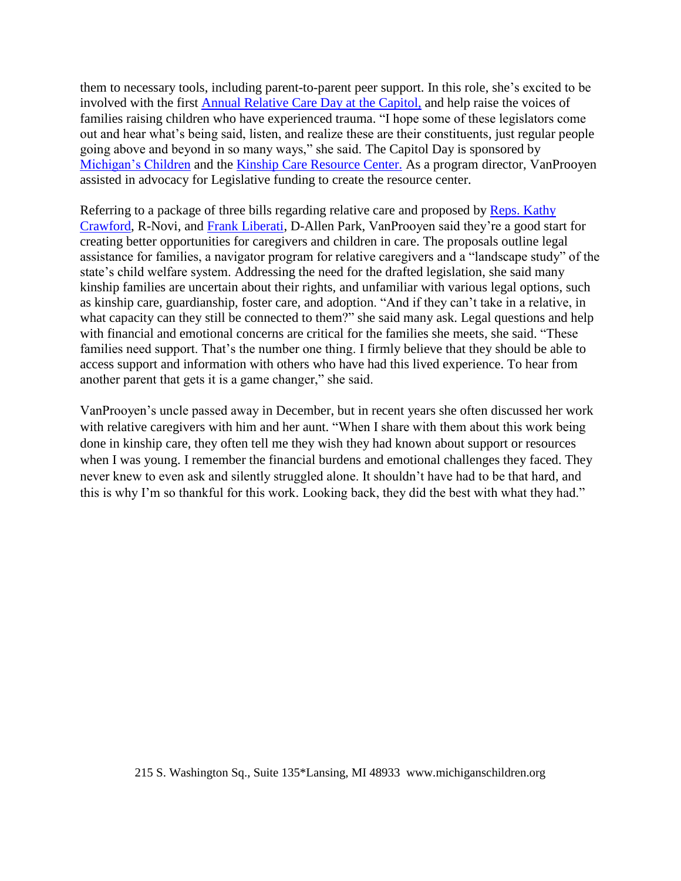them to necessary tools, including parent-to-parent peer support. In this role, she's excited to be involved with the first [Annual Relative Care Day at the Capitol,](#) and help raise the voices of families raising children who have experienced trauma. "I hope some of these legislators come out and hear what's being said, listen, and realize these are their constituents, just regular people going above and beyond in so many ways," she said. The Capitol Day is sponsored by [Michigan's Children](#) and the [Kinship Care Resource Center.](#) As a program director, VanProoyen assisted in advocacy for Legislative funding to create the resource center.

Referring to a package of three bills regarding relative care and proposed by [Reps. Kathy Crawford](#), R-Novi, and [Frank Liberati](#), D-Allen Park, VanProoyen said they're a good start for creating better opportunities for caregivers and children in care. The proposals outline legal assistance for families, a navigator program for relative caregivers and a "landscape study" of the state's child welfare system. Addressing the need for the drafted legislation, she said many kinship families are uncertain about their rights, and unfamiliar with various legal options, such as kinship care, guardianship, foster care, and adoption. "And if they can't take in a relative, in what capacity can they still be connected to them?" she said many ask. Legal questions and help with financial and emotional concerns are critical for the families she meets, she said. "These families need support. That's the number one thing. I firmly believe that they should be able to access support and information with others who have had this lived experience. To hear from another parent that gets it is a game changer," she said.

VanProoyen's uncle passed away in December, but in recent years she often discussed her work with relative caregivers with him and her aunt. "When I share with them about this work being done in kinship care, they often tell me they wish they had known about support or resources when I was young. I remember the financial burdens and emotional challenges they faced. They never knew to even ask and silently struggled alone. It shouldn't have had to be that hard, and this is why I'm so thankful for this work. Looking back, they did the best with what they had."

215 S. Washington Sq., Suite 135*Lansing, MI 48933 www.michiganschildren.org